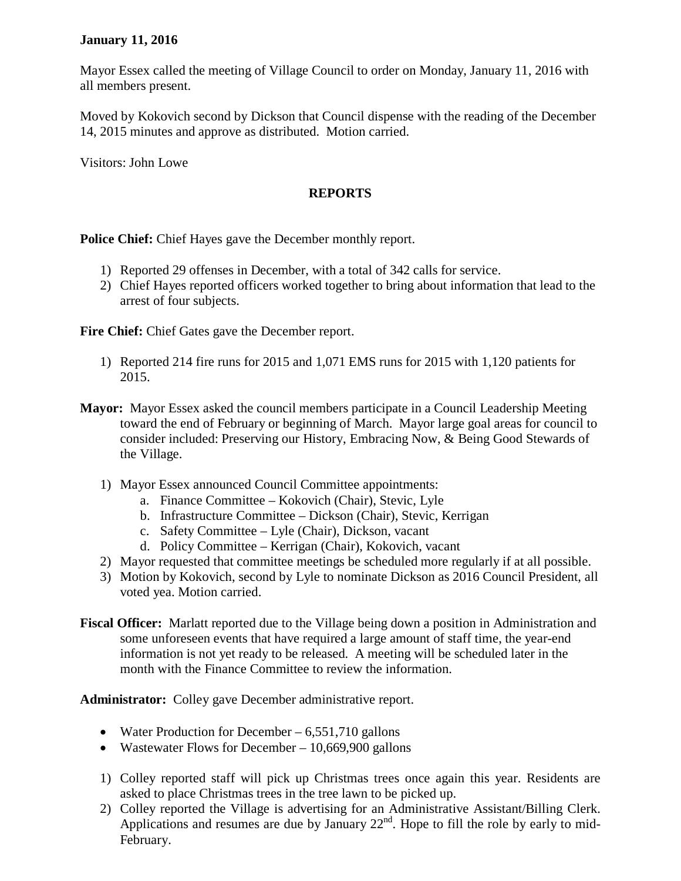**January 11, 2016**

Mayor Essex called the meeting of Village Council to order on Monday, January 11, 2016 with all members present.

Moved by Kokovich second by Dickson that Council dispense with the reading of the December 14, 2015 minutes and approve as distributed. Motion carried.

Visitors: John Lowe

## REPORTS

**Police Chief:** Chief Hayes gave the December monthly report.

1) Reported 29 offenses in December, with a total of 342 calls for service.
2) Chief Hayes reported officers worked together to bring about information that lead to the arrest of four subjects.

**Fire Chief:** Chief Gates gave the December report.

1) Reported 214 fire runs for 2015 and 1,071 EMS runs for 2015 with 1,120 patients for 2015.

**Mayor:** Mayor Essex asked the council members participate in a Council Leadership Meeting toward the end of February or beginning of March. Mayor large goal areas for council to consider included: Preserving our History, Embracing Now, & Being Good Stewards of the Village.

1) Mayor Essex announced Council Committee appointments:
   a. Finance Committee – Kokovich (Chair), Stevic, Lyle
   b. Infrastructure Committee – Dickson (Chair), Stevic, Kerrigan
   c. Safety Committee – Lyle (Chair), Dickson, vacant
   d. Policy Committee – Kerrigan (Chair), Kokovich, vacant
2) Mayor requested that committee meetings be scheduled more regularly if at all possible.
3) Motion by Kokovich, second by Lyle to nominate Dickson as 2016 Council President, all voted yea. Motion carried.

**Fiscal Officer:** Marlatt reported due to the Village being down a position in Administration and some unforeseen events that have required a large amount of staff time, the year-end information is not yet ready to be released. A meeting will be scheduled later in the month with the Finance Committee to review the information.

**Administrator:** Colley gave December administrative report.

- Water Production for December – 6,551,710 gallons
- Wastewater Flows for December – 10,669,900 gallons

1) Colley reported staff will pick up Christmas trees once again this year. Residents are asked to place Christmas trees in the tree lawn to be picked up.
2) Colley reported the Village is advertising for an Administrative Assistant/Billing Clerk. Applications and resumes are due by January 22nd. Hope to fill the role by early to mid-February.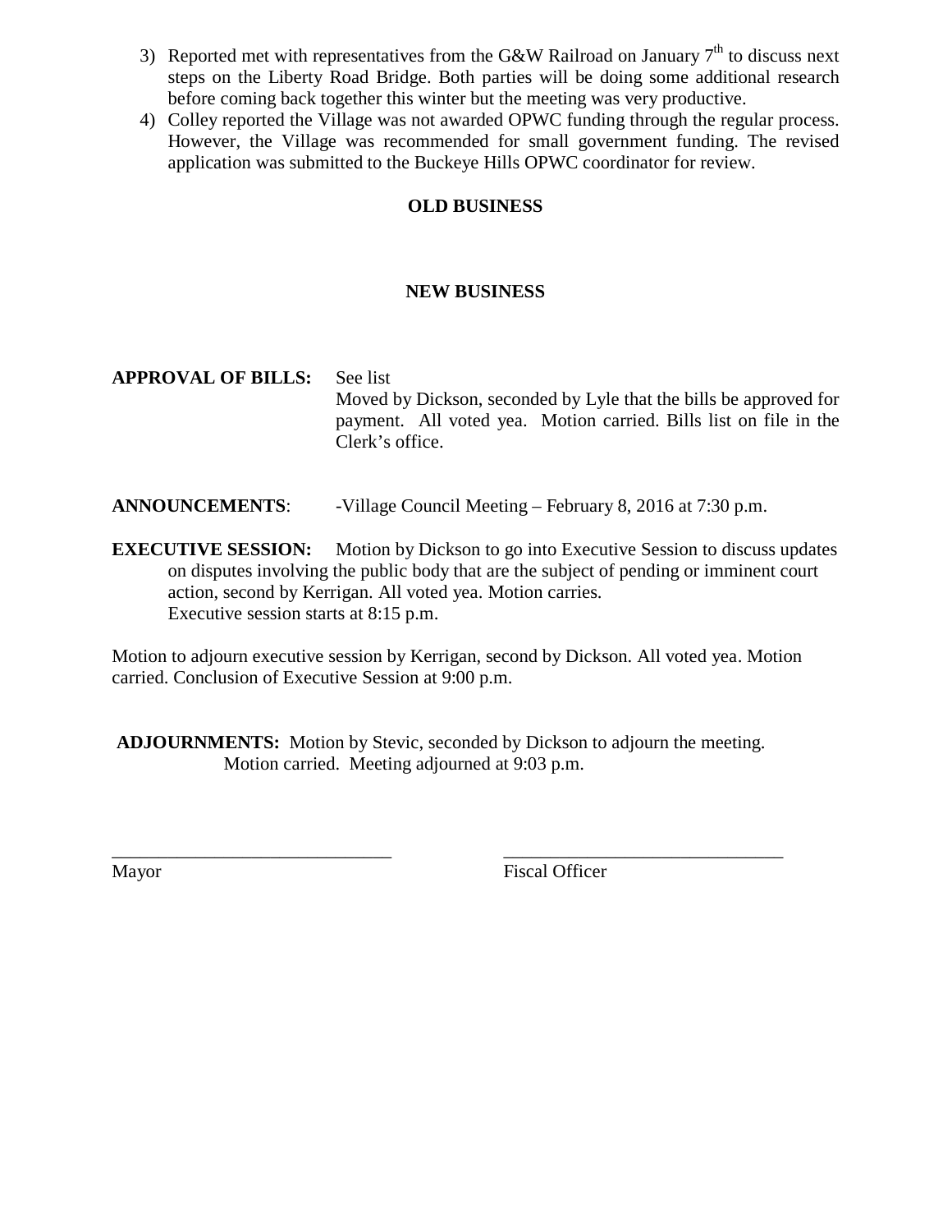3) Reported met with representatives from the G&W Railroad on January 7th to discuss next steps on the Liberty Road Bridge. Both parties will be doing some additional research before coming back together this winter but the meeting was very productive.
4) Colley reported the Village was not awarded OPWC funding through the regular process. However, the Village was recommended for small government funding. The revised application was submitted to the Buckeye Hills OPWC coordinator for review.

**OLD BUSINESS**

**NEW BUSINESS**

**APPROVAL OF BILLS:** See list
Moved by Dickson, seconded by Lyle that the bills be approved for payment. All voted yea. Motion carried. Bills list on file in the Clerk's office.

**ANNOUNCEMENTS**: -Village Council Meeting – February 8, 2016 at 7:30 p.m.

**EXECUTIVE SESSION:** Motion by Dickson to go into Executive Session to discuss updates on disputes involving the public body that are the subject of pending or imminent court action, second by Kerrigan. All voted yea. Motion carries.
Executive session starts at 8:15 p.m.

Motion to adjourn executive session by Kerrigan, second by Dickson. All voted yea. Motion carried. Conclusion of Executive Session at 9:00 p.m.

**ADJOURNMENTS:** Motion by Stevic, seconded by Dickson to adjourn the meeting. Motion carried. Meeting adjourned at 9:03 p.m.

\_\_\_\_\_\_\_\_\_\_\_\_\_\_\_\_\_\_\_\_\_\_\_\_\_\_\_\_\_\_ \_\_\_\_\_\_\_\_\_\_\_\_\_\_\_\_\_\_\_\_\_\_\_\_\_\_\_\_\_\_

Mayor Fiscal Officer